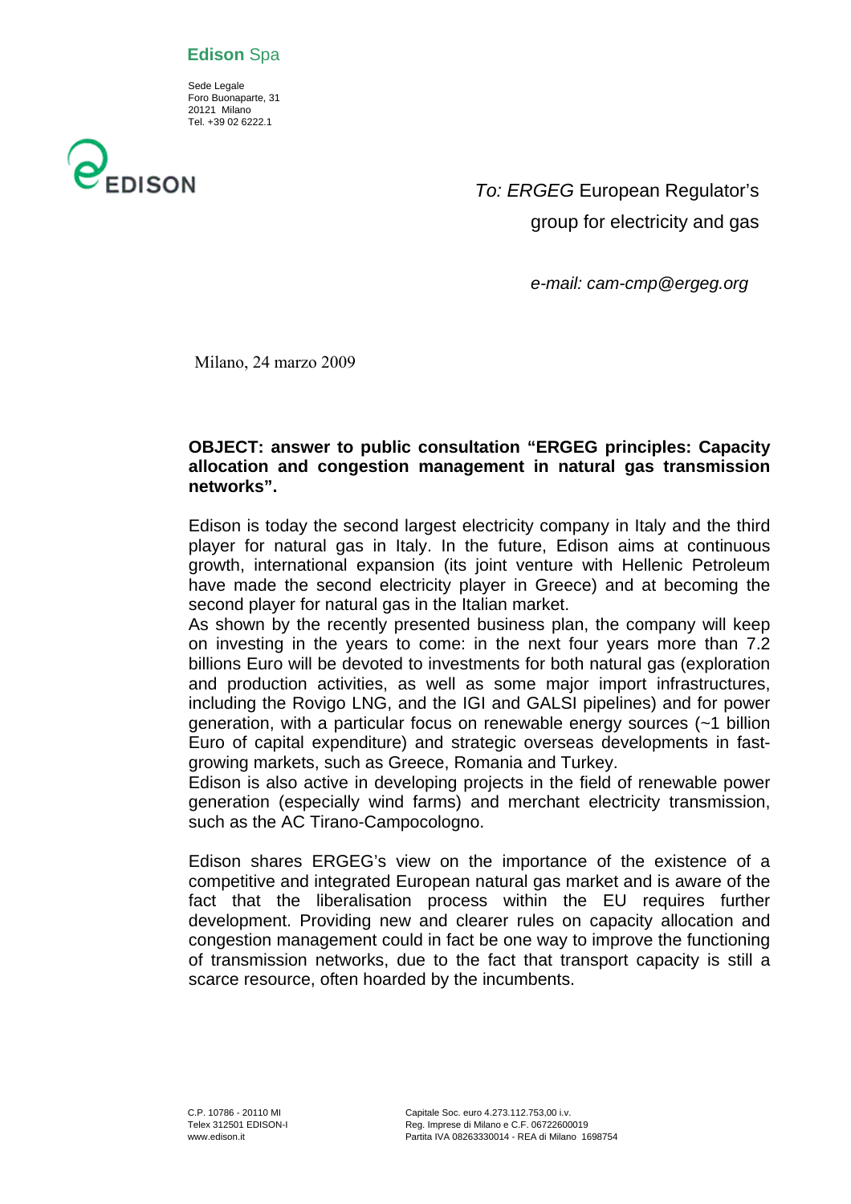**Edison** Spa

Sede Legale
Foro Buonaparte, 31
20121 Milano
Tel. +39 02 6222.1

*To: ERGEG* European Regulator's group for electricity and gas

*e-mail: cam-cmp@ergeg.org*

Milano, 24 marzo 2009

**OBJECT: answer to public consultation "ERGEG principles: Capacity allocation and congestion management in natural gas transmission networks".**

Edison is today the second largest electricity company in Italy and the third player for natural gas in Italy. In the future, Edison aims at continuous growth, international expansion (its joint venture with Hellenic Petroleum have made the second electricity player in Greece) and at becoming the second player for natural gas in the Italian market.
As shown by the recently presented business plan, the company will keep on investing in the years to come: in the next four years more than 7.2 billions Euro will be devoted to investments for both natural gas (exploration and production activities, as well as some major import infrastructures, including the Rovigo LNG, and the IGI and GALSI pipelines) and for power generation, with a particular focus on renewable energy sources (~1 billion Euro of capital expenditure) and strategic overseas developments in fast-growing markets, such as Greece, Romania and Turkey.
Edison is also active in developing projects in the field of renewable power generation (especially wind farms) and merchant electricity transmission, such as the AC Tirano-Campocologno.

Edison shares ERGEG's view on the importance of the existence of a competitive and integrated European natural gas market and is aware of the fact that the liberalisation process within the EU requires further development. Providing new and clearer rules on capacity allocation and congestion management could in fact be one way to improve the functioning of transmission networks, due to the fact that transport capacity is still a scarce resource, often hoarded by the incumbents.

C.P. 10786 - 20110 MI
Telex 312501 EDISON-I
www.edison.it

Capitale Soc. euro 4.273.112.753,00 i.v.
Reg. Imprese di Milano e C.F. 06722600019
Partita IVA 08263330014 - REA di Milano 1698754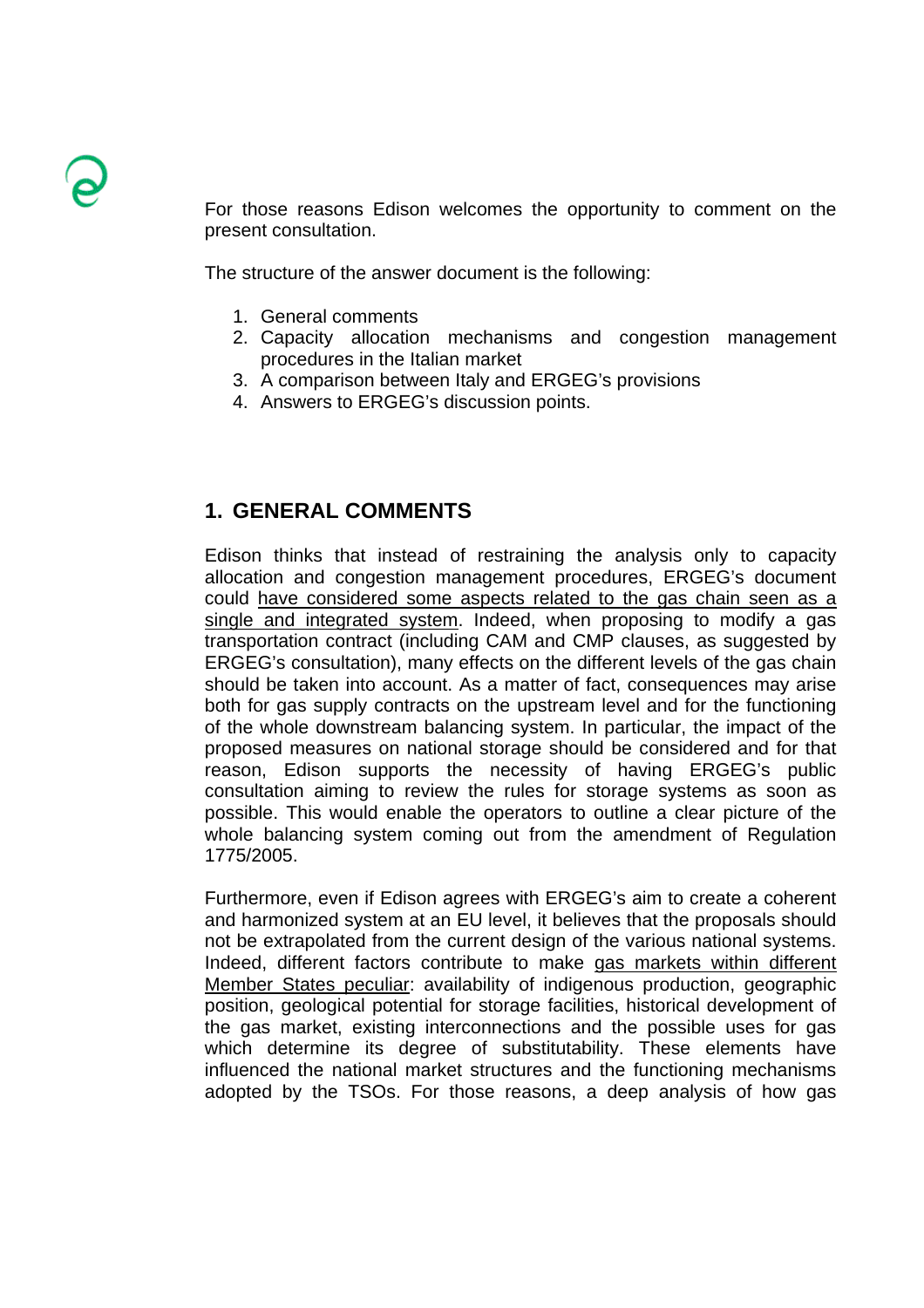For those reasons Edison welcomes the opportunity to comment on the present consultation.

The structure of the answer document is the following:

1. General comments
2. Capacity allocation mechanisms and congestion management procedures in the Italian market
3. A comparison between Italy and ERGEG's provisions
4. Answers to ERGEG's discussion points.

## 1. GENERAL COMMENTS

Edison thinks that instead of restraining the analysis only to capacity allocation and congestion management procedures, ERGEG's document could have considered some aspects related to the gas chain seen as a single and integrated system. Indeed, when proposing to modify a gas transportation contract (including CAM and CMP clauses, as suggested by ERGEG's consultation), many effects on the different levels of the gas chain should be taken into account. As a matter of fact, consequences may arise both for gas supply contracts on the upstream level and for the functioning of the whole downstream balancing system. In particular, the impact of the proposed measures on national storage should be considered and for that reason, Edison supports the necessity of having ERGEG's public consultation aiming to review the rules for storage systems as soon as possible. This would enable the operators to outline a clear picture of the whole balancing system coming out from the amendment of Regulation 1775/2005.

Furthermore, even if Edison agrees with ERGEG's aim to create a coherent and harmonized system at an EU level, it believes that the proposals should not be extrapolated from the current design of the various national systems. Indeed, different factors contribute to make gas markets within different Member States peculiar: availability of indigenous production, geographic position, geological potential for storage facilities, historical development of the gas market, existing interconnections and the possible uses for gas which determine its degree of substitutability. These elements have influenced the national market structures and the functioning mechanisms adopted by the TSOs. For those reasons, a deep analysis of how gas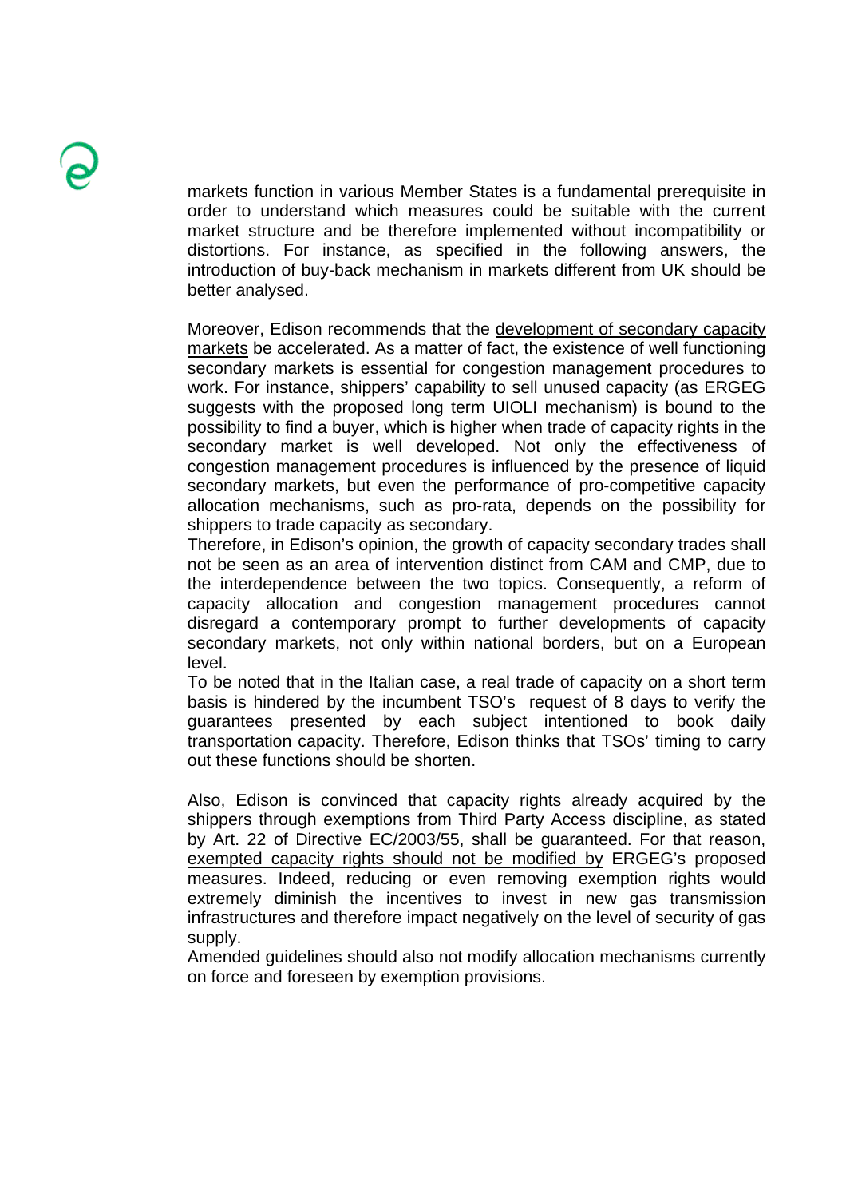markets function in various Member States is a fundamental prerequisite in order to understand which measures could be suitable with the current market structure and be therefore implemented without incompatibility or distortions. For instance, as specified in the following answers, the introduction of buy-back mechanism in markets different from UK should be better analysed.

Moreover, Edison recommends that the <u>development of secondary capacity markets</u> be accelerated. As a matter of fact, the existence of well functioning secondary markets is essential for congestion management procedures to work. For instance, shippers' capability to sell unused capacity (as ERGEG suggests with the proposed long term UIOLI mechanism) is bound to the possibility to find a buyer, which is higher when trade of capacity rights in the secondary market is well developed. Not only the effectiveness of congestion management procedures is influenced by the presence of liquid secondary markets, but even the performance of pro-competitive capacity allocation mechanisms, such as pro-rata, depends on the possibility for shippers to trade capacity as secondary.

Therefore, in Edison's opinion, the growth of capacity secondary trades shall not be seen as an area of intervention distinct from CAM and CMP, due to the interdependence between the two topics. Consequently, a reform of capacity allocation and congestion management procedures cannot disregard a contemporary prompt to further developments of capacity secondary markets, not only within national borders, but on a European level.

To be noted that in the Italian case, a real trade of capacity on a short term basis is hindered by the incumbent TSO's request of 8 days to verify the guarantees presented by each subject intentioned to book daily transportation capacity. Therefore, Edison thinks that TSOs' timing to carry out these functions should be shorten.

Also, Edison is convinced that capacity rights already acquired by the shippers through exemptions from Third Party Access discipline, as stated by Art. 22 of Directive EC/2003/55, shall be guaranteed. For that reason, <u>exempted capacity rights should not be modified by</u> ERGEG's proposed measures. Indeed, reducing or even removing exemption rights would extremely diminish the incentives to invest in new gas transmission infrastructures and therefore impact negatively on the level of security of gas supply.

Amended guidelines should also not modify allocation mechanisms currently on force and foreseen by exemption provisions.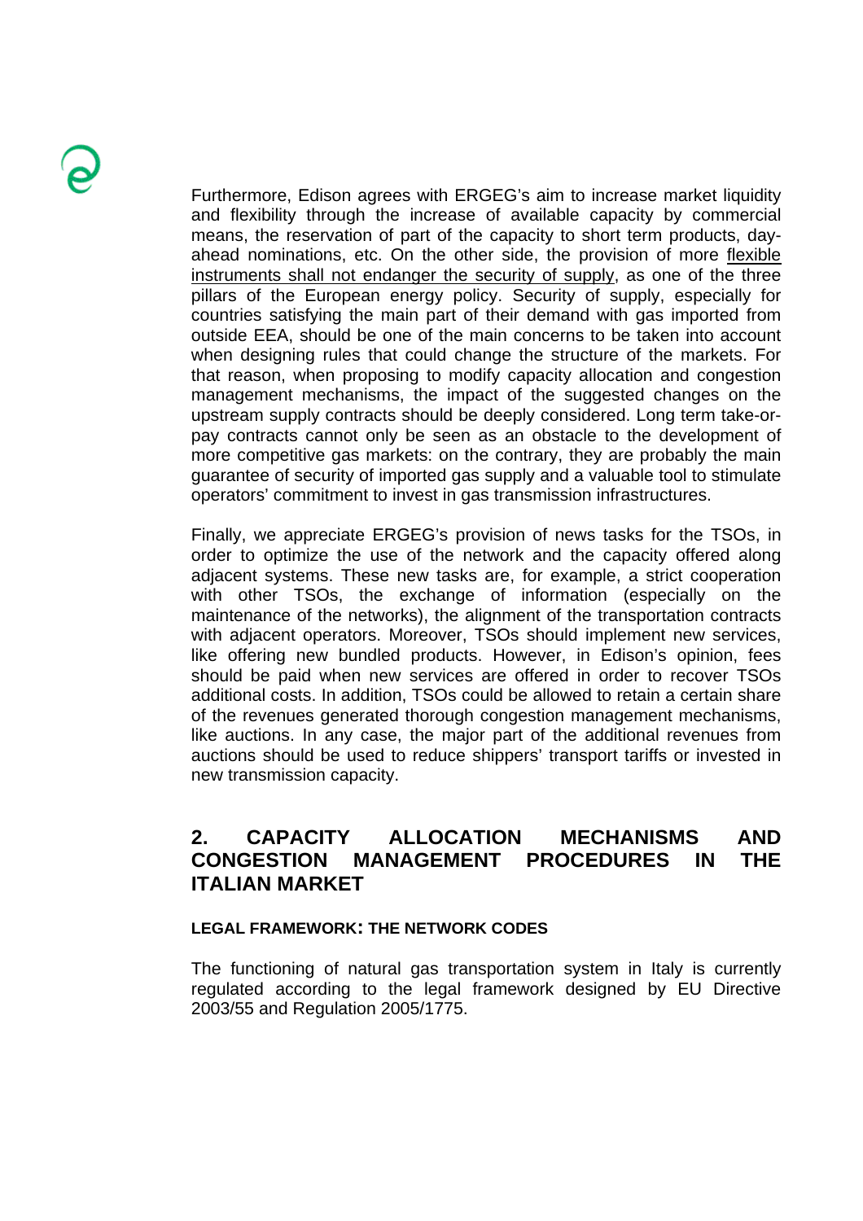Furthermore, Edison agrees with ERGEG's aim to increase market liquidity and flexibility through the increase of available capacity by commercial means, the reservation of part of the capacity to short term products, day-ahead nominations, etc. On the other side, the provision of more <u>flexible instruments shall not endanger the security of supply</u>, as one of the three pillars of the European energy policy. Security of supply, especially for countries satisfying the main part of their demand with gas imported from outside EEA, should be one of the main concerns to be taken into account when designing rules that could change the structure of the markets. For that reason, when proposing to modify capacity allocation and congestion management mechanisms, the impact of the suggested changes on the upstream supply contracts should be deeply considered. Long term take-or-pay contracts cannot only be seen as an obstacle to the development of more competitive gas markets: on the contrary, they are probably the main guarantee of security of imported gas supply and a valuable tool to stimulate operators' commitment to invest in gas transmission infrastructures.

Finally, we appreciate ERGEG's provision of news tasks for the TSOs, in order to optimize the use of the network and the capacity offered along adjacent systems. These new tasks are, for example, a strict cooperation with other TSOs, the exchange of information (especially on the maintenance of the networks), the alignment of the transportation contracts with adjacent operators. Moreover, TSOs should implement new services, like offering new bundled products. However, in Edison's opinion, fees should be paid when new services are offered in order to recover TSOs additional costs. In addition, TSOs could be allowed to retain a certain share of the revenues generated thorough congestion management mechanisms, like auctions. In any case, the major part of the additional revenues from auctions should be used to reduce shippers' transport tariffs or invested in new transmission capacity.

## 2. CAPACITY ALLOCATION MECHANISMS AND CONGESTION MANAGEMENT PROCEDURES IN THE ITALIAN MARKET

#### LEGAL FRAMEWORK: THE NETWORK CODES

The functioning of natural gas transportation system in Italy is currently regulated according to the legal framework designed by EU Directive 2003/55 and Regulation 2005/1775.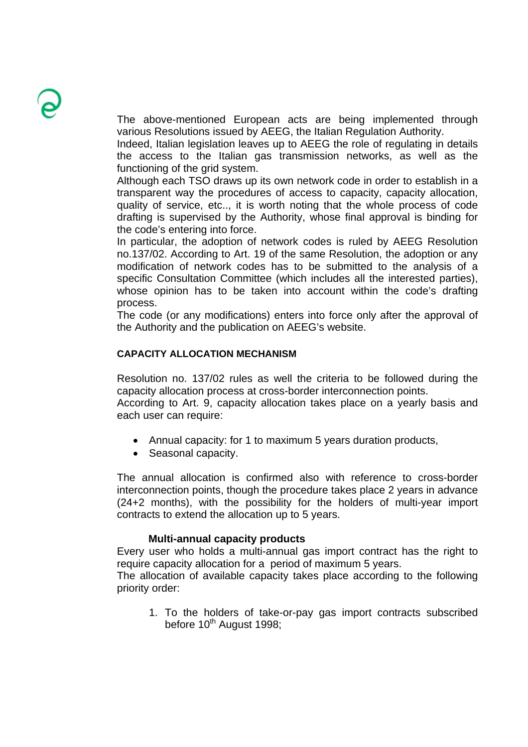The above-mentioned European acts are being implemented through various Resolutions issued by AEEG, the Italian Regulation Authority.

Indeed, Italian legislation leaves up to AEEG the role of regulating in details the access to the Italian gas transmission networks, as well as the functioning of the grid system.

Although each TSO draws up its own network code in order to establish in a transparent way the procedures of access to capacity, capacity allocation, quality of service, etc.., it is worth noting that the whole process of code drafting is supervised by the Authority, whose final approval is binding for the code's entering into force.

In particular, the adoption of network codes is ruled by AEEG Resolution no.137/02. According to Art. 19 of the same Resolution, the adoption or any modification of network codes has to be submitted to the analysis of a specific Consultation Committee (which includes all the interested parties), whose opinion has to be taken into account within the code's drafting process.

The code (or any modifications) enters into force only after the approval of the Authority and the publication on AEEG's website.

**CAPACITY ALLOCATION MECHANISM**

Resolution no. 137/02 rules as well the criteria to be followed during the capacity allocation process at cross-border interconnection points.

According to Art. 9, capacity allocation takes place on a yearly basis and each user can require:

- Annual capacity: for 1 to maximum 5 years duration products,
- Seasonal capacity.

The annual allocation is confirmed also with reference to cross-border interconnection points, though the procedure takes place 2 years in advance (24+2 months), with the possibility for the holders of multi-year import contracts to extend the allocation up to 5 years.

**Multi-annual capacity products**

Every user who holds a multi-annual gas import contract has the right to require capacity allocation for a period of maximum 5 years.

The allocation of available capacity takes place according to the following priority order:

1. To the holders of take-or-pay gas import contracts subscribed before 10th August 1998;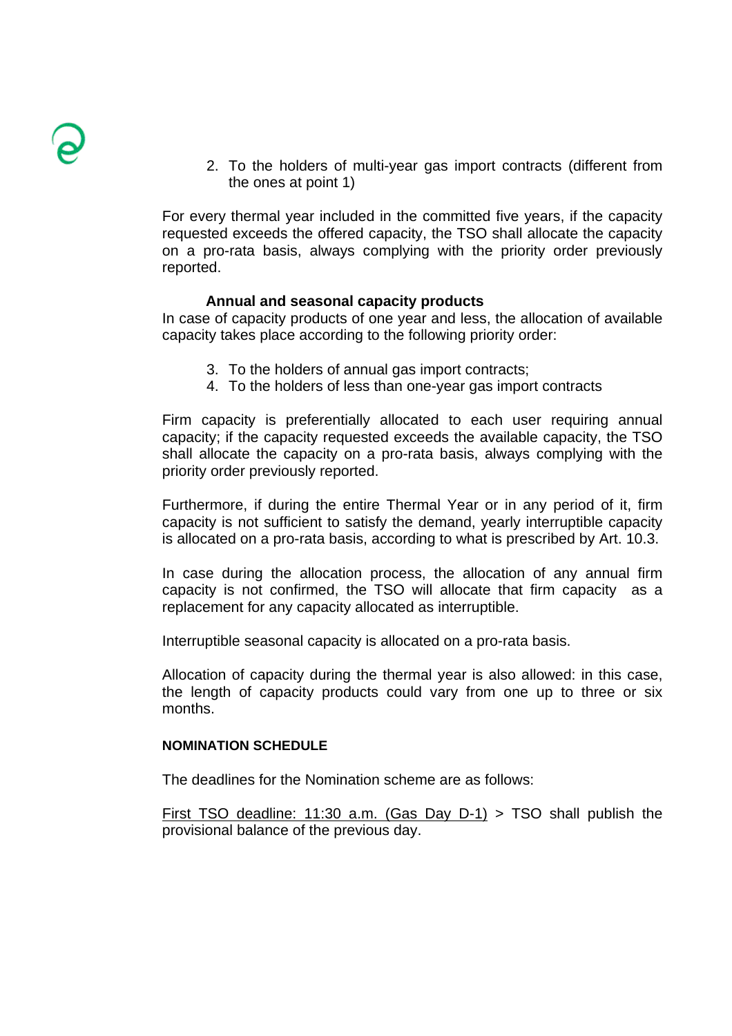2. To the holders of multi-year gas import contracts (different from the ones at point 1)

For every thermal year included in the committed five years, if the capacity requested exceeds the offered capacity, the TSO shall allocate the capacity on a pro-rata basis, always complying with the priority order previously reported.

**Annual and seasonal capacity products**

In case of capacity products of one year and less, the allocation of available capacity takes place according to the following priority order:

3. To the holders of annual gas import contracts;
4. To the holders of less than one-year gas import contracts

Firm capacity is preferentially allocated to each user requiring annual capacity; if the capacity requested exceeds the available capacity, the TSO shall allocate the capacity on a pro-rata basis, always complying with the priority order previously reported.

Furthermore, if during the entire Thermal Year or in any period of it, firm capacity is not sufficient to satisfy the demand, yearly interruptible capacity is allocated on a pro-rata basis, according to what is prescribed by Art. 10.3.

In case during the allocation process, the allocation of any annual firm capacity is not confirmed, the TSO will allocate that firm capacity as a replacement for any capacity allocated as interruptible.

Interruptible seasonal capacity is allocated on a pro-rata basis.

Allocation of capacity during the thermal year is also allowed: in this case, the length of capacity products could vary from one up to three or six months.

**NOMINATION SCHEDULE**

The deadlines for the Nomination scheme are as follows:

<u>First TSO deadline: 11:30 a.m. (Gas Day D-1)</u> > TSO shall publish the provisional balance of the previous day.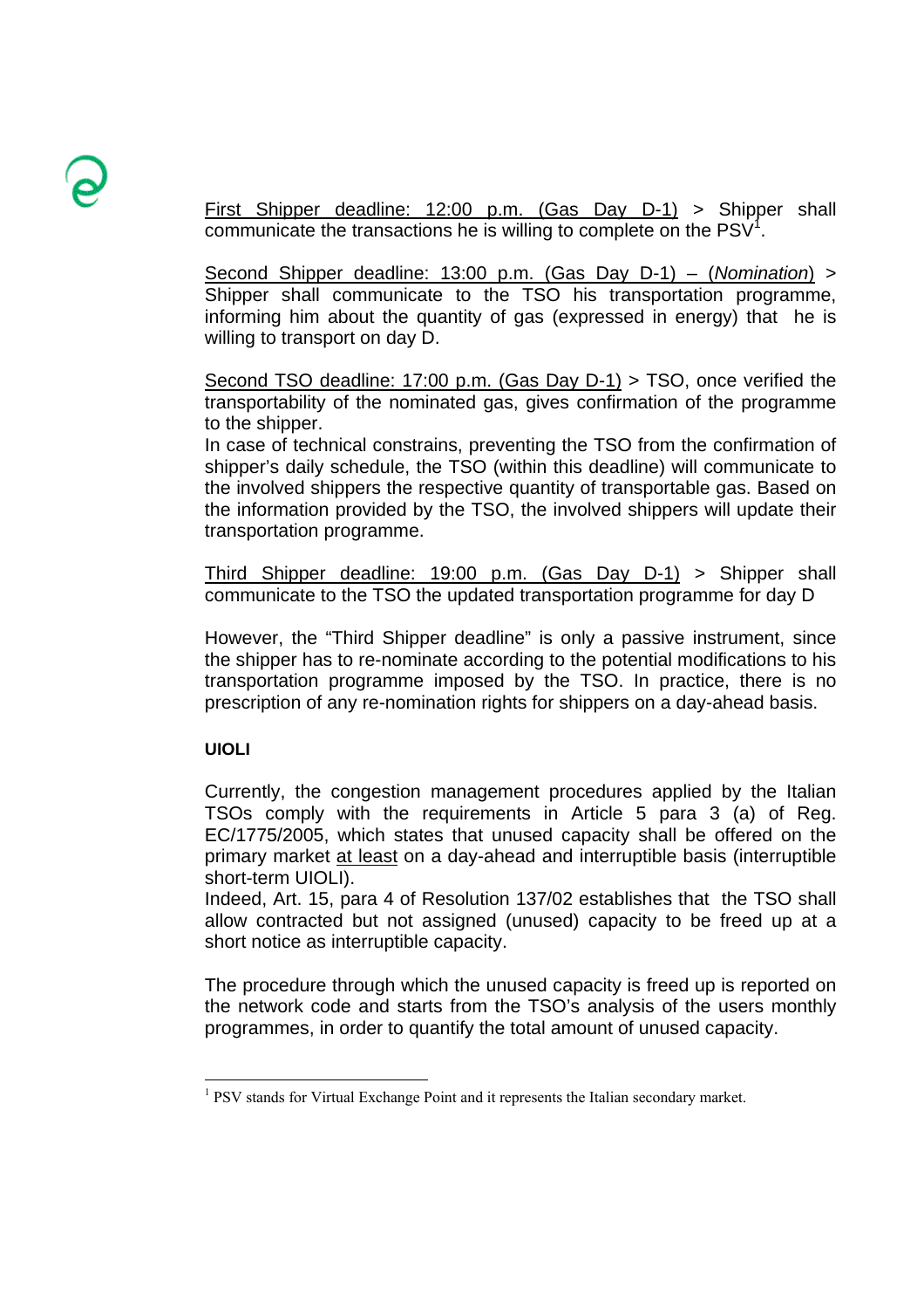First Shipper deadline: 12:00 p.m. (Gas Day D-1) > Shipper shall communicate the transactions he is willing to complete on the PSV[1].

Second Shipper deadline: 13:00 p.m. (Gas Day D-1) – (*Nomination*) > Shipper shall communicate to the TSO his transportation programme, informing him about the quantity of gas (expressed in energy) that he is willing to transport on day D.

Second TSO deadline: 17:00 p.m. (Gas Day D-1) > TSO, once verified the transportability of the nominated gas, gives confirmation of the programme to the shipper.
In case of technical constrains, preventing the TSO from the confirmation of shipper's daily schedule, the TSO (within this deadline) will communicate to the involved shippers the respective quantity of transportable gas. Based on the information provided by the TSO, the involved shippers will update their transportation programme.

Third Shipper deadline: 19:00 p.m. (Gas Day D-1) > Shipper shall communicate to the TSO the updated transportation programme for day D

However, the "Third Shipper deadline" is only a passive instrument, since the shipper has to re-nominate according to the potential modifications to his transportation programme imposed by the TSO. In practice, there is no prescription of any re-nomination rights for shippers on a day-ahead basis.

**UIOLI**

Currently, the congestion management procedures applied by the Italian TSOs comply with the requirements in Article 5 para 3 (a) of Reg. EC/1775/2005, which states that unused capacity shall be offered on the primary market at least on a day-ahead and interruptible basis (interruptible short-term UIOLI).
Indeed, Art. 15, para 4 of Resolution 137/02 establishes that the TSO shall allow contracted but not assigned (unused) capacity to be freed up at a short notice as interruptible capacity.

The procedure through which the unused capacity is freed up is reported on the network code and starts from the TSO's analysis of the users monthly programmes, in order to quantify the total amount of unused capacity.

[1] PSV stands for Virtual Exchange Point and it represents the Italian secondary market.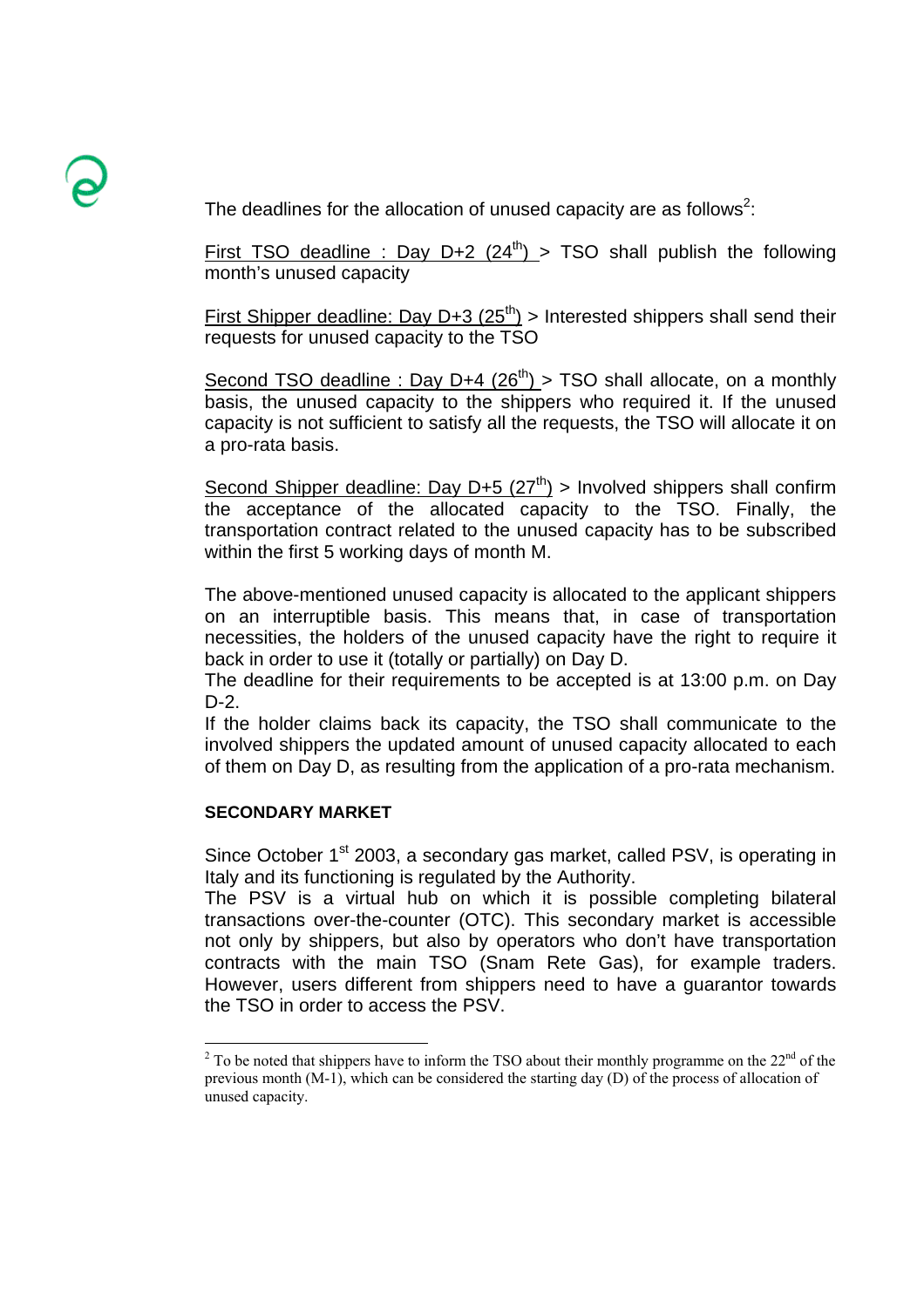The deadlines for the allocation of unused capacity are as follows[2]:

First TSO deadline : Day D+2 (24th) > TSO shall publish the following month's unused capacity

First Shipper deadline: Day D+3 (25th) > Interested shippers shall send their requests for unused capacity to the TSO

Second TSO deadline : Day D+4 (26th) > TSO shall allocate, on a monthly basis, the unused capacity to the shippers who required it. If the unused capacity is not sufficient to satisfy all the requests, the TSO will allocate it on a pro-rata basis.

Second Shipper deadline: Day D+5 (27th) > Involved shippers shall confirm the acceptance of the allocated capacity to the TSO. Finally, the transportation contract related to the unused capacity has to be subscribed within the first 5 working days of month M.

The above-mentioned unused capacity is allocated to the applicant shippers on an interruptible basis. This means that, in case of transportation necessities, the holders of the unused capacity have the right to require it back in order to use it (totally or partially) on Day D.
The deadline for their requirements to be accepted is at 13:00 p.m. on Day D-2.
If the holder claims back its capacity, the TSO shall communicate to the involved shippers the updated amount of unused capacity allocated to each of them on Day D, as resulting from the application of a pro-rata mechanism.

**SECONDARY MARKET**

Since October 1st 2003, a secondary gas market, called PSV, is operating in Italy and its functioning is regulated by the Authority.
The PSV is a virtual hub on which it is possible completing bilateral transactions over-the-counter (OTC). This secondary market is accessible not only by shippers, but also by operators who don't have transportation contracts with the main TSO (Snam Rete Gas), for example traders. However, users different from shippers need to have a guarantor towards the TSO in order to access the PSV.

---

[2] To be noted that shippers have to inform the TSO about their monthly programme on the 22nd of the previous month (M-1), which can be considered the starting day (D) of the process of allocation of unused capacity.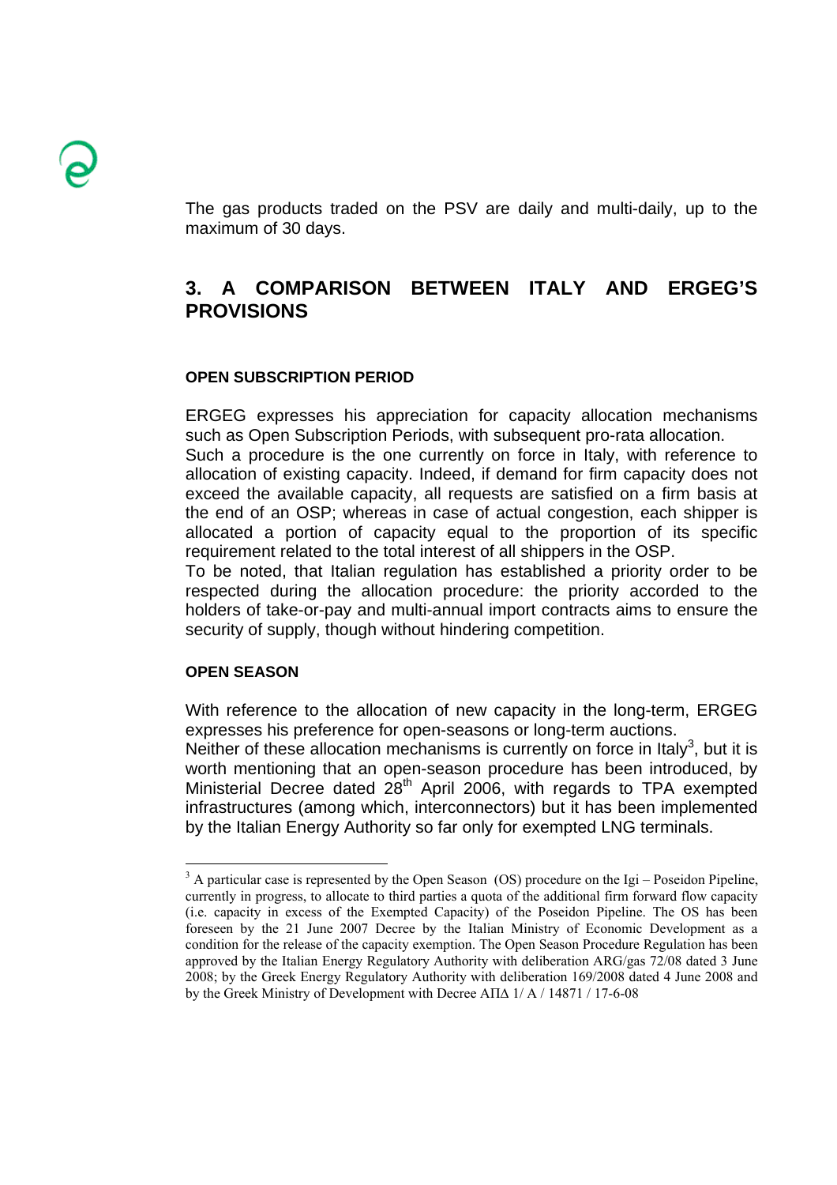The gas products traded on the PSV are daily and multi-daily, up to the maximum of 30 days.

## 3. A COMPARISON BETWEEN ITALY AND ERGEG'S PROVISIONS

#### OPEN SUBSCRIPTION PERIOD

ERGEG expresses his appreciation for capacity allocation mechanisms such as Open Subscription Periods, with subsequent pro-rata allocation.
Such a procedure is the one currently on force in Italy, with reference to allocation of existing capacity. Indeed, if demand for firm capacity does not exceed the available capacity, all requests are satisfied on a firm basis at the end of an OSP; whereas in case of actual congestion, each shipper is allocated a portion of capacity equal to the proportion of its specific requirement related to the total interest of all shippers in the OSP.
To be noted, that Italian regulation has established a priority order to be respected during the allocation procedure: the priority accorded to the holders of take-or-pay and multi-annual import contracts aims to ensure the security of supply, though without hindering competition.

#### OPEN SEASON

With reference to the allocation of new capacity in the long-term, ERGEG expresses his preference for open-seasons or long-term auctions.
Neither of these allocation mechanisms is currently on force in Italy[3], but it is worth mentioning that an open-season procedure has been introduced, by Ministerial Decree dated 28th April 2006, with regards to TPA exempted infrastructures (among which, interconnectors) but it has been implemented by the Italian Energy Authority so far only for exempted LNG terminals.

---

[3] A particular case is represented by the Open Season (OS) procedure on the Igi – Poseidon Pipeline, currently in progress, to allocate to third parties a quota of the additional firm forward flow capacity (i.e. capacity in excess of the Exempted Capacity) of the Poseidon Pipeline. The OS has been foreseen by the 21 June 2007 Decree by the Italian Ministry of Economic Development as a condition for the release of the capacity exemption. The Open Season Procedure Regulation has been approved by the Italian Energy Regulatory Authority with deliberation ARG/gas 72/08 dated 3 June 2008; by the Greek Energy Regulatory Authority with deliberation 169/2008 dated 4 June 2008 and by the Greek Ministry of Development with Decree ΑΠΔ 1/ Α / 14871 / 17-6-08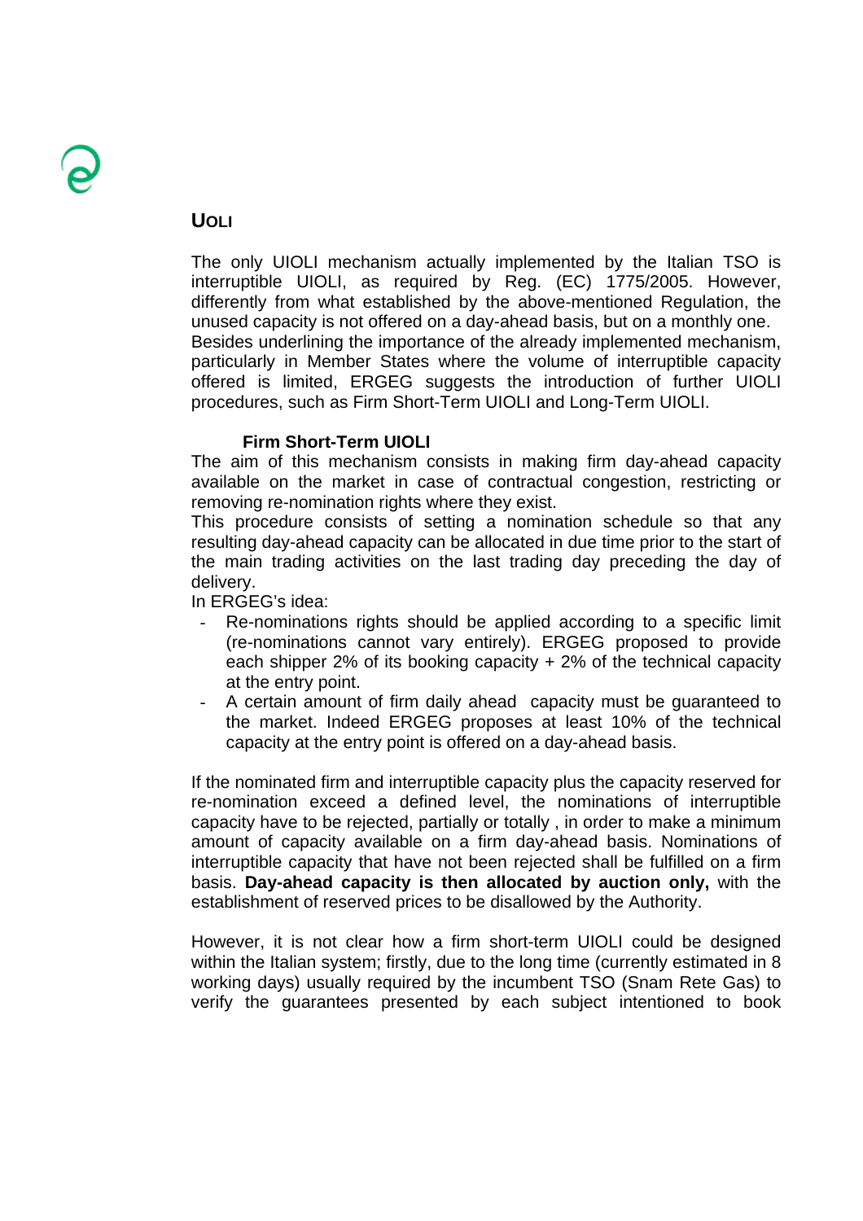## UIOLI

The only UIOLI mechanism actually implemented by the Italian TSO is interruptible UIOLI, as required by Reg. (EC) 1775/2005. However, differently from what established by the above-mentioned Regulation, the unused capacity is not offered on a day-ahead basis, but on a monthly one. Besides underlining the importance of the already implemented mechanism, particularly in Member States where the volume of interruptible capacity offered is limited, ERGEG suggests the introduction of further UIOLI procedures, such as Firm Short-Term UIOLI and Long-Term UIOLI.

### Firm Short-Term UIOLI

The aim of this mechanism consists in making firm day-ahead capacity available on the market in case of contractual congestion, restricting or removing re-nomination rights where they exist.

This procedure consists of setting a nomination schedule so that any resulting day-ahead capacity can be allocated in due time prior to the start of the main trading activities on the last trading day preceding the day of delivery.

In ERGEG's idea:

- Re-nominations rights should be applied according to a specific limit (re-nominations cannot vary entirely). ERGEG proposed to provide each shipper 2% of its booking capacity + 2% of the technical capacity at the entry point.
- A certain amount of firm daily ahead capacity must be guaranteed to the market. Indeed ERGEG proposes at least 10% of the technical capacity at the entry point is offered on a day-ahead basis.

If the nominated firm and interruptible capacity plus the capacity reserved for re-nomination exceed a defined level, the nominations of interruptible capacity have to be rejected, partially or totally , in order to make a minimum amount of capacity available on a firm day-ahead basis. Nominations of interruptible capacity that have not been rejected shall be fulfilled on a firm basis. **Day-ahead capacity is then allocated by auction only,** with the establishment of reserved prices to be disallowed by the Authority.

However, it is not clear how a firm short-term UIOLI could be designed within the Italian system; firstly, due to the long time (currently estimated in 8 working days) usually required by the incumbent TSO (Snam Rete Gas) to verify the guarantees presented by each subject intentioned to book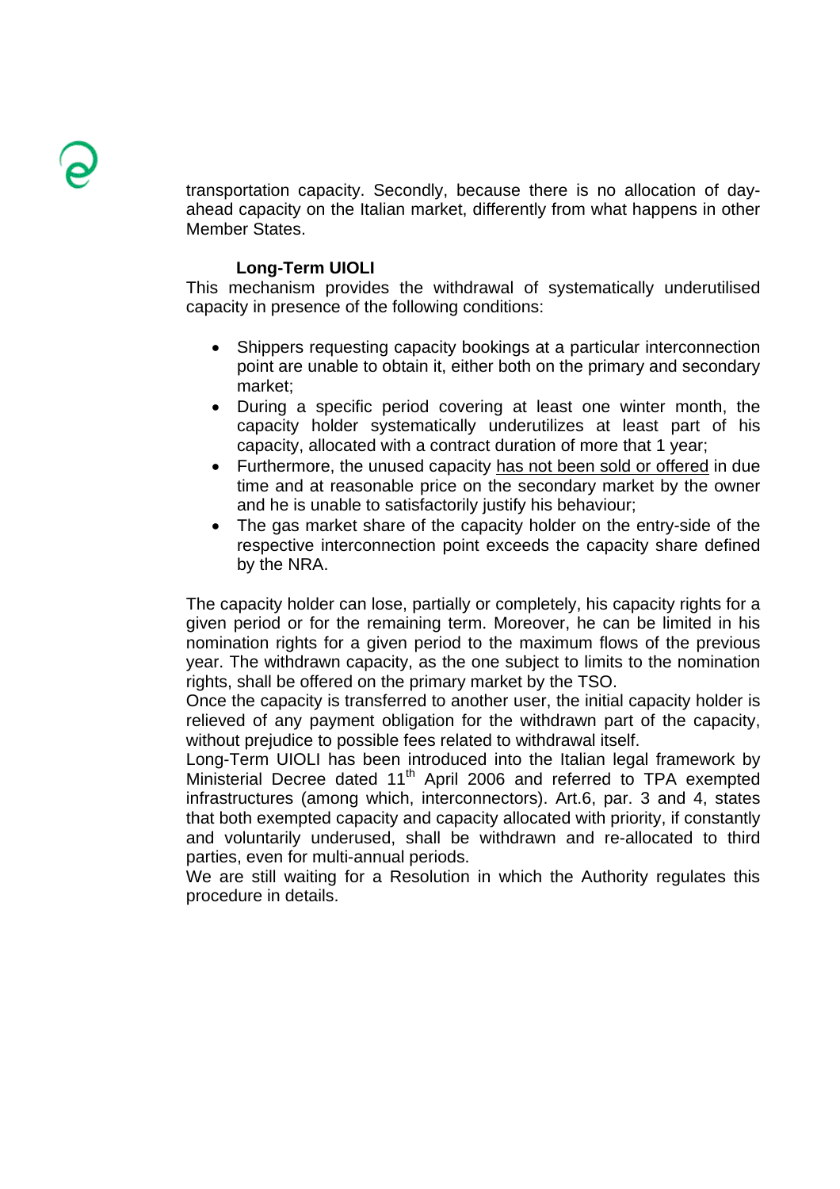transportation capacity. Secondly, because there is no allocation of day-ahead capacity on the Italian market, differently from what happens in other Member States.

**Long-Term UIOLI**

This mechanism provides the withdrawal of systematically underutilised capacity in presence of the following conditions:

- Shippers requesting capacity bookings at a particular interconnection point are unable to obtain it, either both on the primary and secondary market;
- During a specific period covering at least one winter month, the capacity holder systematically underutilizes at least part of his capacity, allocated with a contract duration of more that 1 year;
- Furthermore, the unused capacity has not been sold or offered in due time and at reasonable price on the secondary market by the owner and he is unable to satisfactorily justify his behaviour;
- The gas market share of the capacity holder on the entry-side of the respective interconnection point exceeds the capacity share defined by the NRA.

The capacity holder can lose, partially or completely, his capacity rights for a given period or for the remaining term. Moreover, he can be limited in his nomination rights for a given period to the maximum flows of the previous year. The withdrawn capacity, as the one subject to limits to the nomination rights, shall be offered on the primary market by the TSO.
Once the capacity is transferred to another user, the initial capacity holder is relieved of any payment obligation for the withdrawn part of the capacity, without prejudice to possible fees related to withdrawal itself.
Long-Term UIOLI has been introduced into the Italian legal framework by Ministerial Decree dated 11th April 2006 and referred to TPA exempted infrastructures (among which, interconnectors). Art.6, par. 3 and 4, states that both exempted capacity and capacity allocated with priority, if constantly and voluntarily underused, shall be withdrawn and re-allocated to third parties, even for multi-annual periods.
We are still waiting for a Resolution in which the Authority regulates this procedure in details.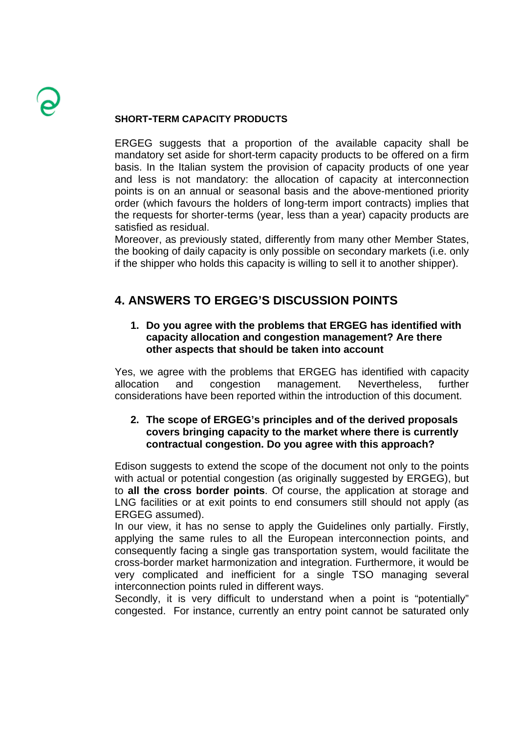**SHORT-TERM CAPACITY PRODUCTS**

ERGEG suggests that a proportion of the available capacity shall be mandatory set aside for short-term capacity products to be offered on a firm basis. In the Italian system the provision of capacity products of one year and less is not mandatory: the allocation of capacity at interconnection points is on an annual or seasonal basis and the above-mentioned priority order (which favours the holders of long-term import contracts) implies that the requests for shorter-terms (year, less than a year) capacity products are satisfied as residual.
Moreover, as previously stated, differently from many other Member States, the booking of daily capacity is only possible on secondary markets (i.e. only if the shipper who holds this capacity is willing to sell it to another shipper).

## 4. ANSWERS TO ERGEG'S DISCUSSION POINTS

1. **Do you agree with the problems that ERGEG has identified with capacity allocation and congestion management? Are there other aspects that should be taken into account**

Yes, we agree with the problems that ERGEG has identified with capacity allocation and congestion management. Nevertheless, further considerations have been reported within the introduction of this document.

2. **The scope of ERGEG's principles and of the derived proposals covers bringing capacity to the market where there is currently contractual congestion. Do you agree with this approach?**

Edison suggests to extend the scope of the document not only to the points with actual or potential congestion (as originally suggested by ERGEG), but to **all the cross border points**. Of course, the application at storage and LNG facilities or at exit points to end consumers still should not apply (as ERGEG assumed).
In our view, it has no sense to apply the Guidelines only partially. Firstly, applying the same rules to all the European interconnection points, and consequently facing a single gas transportation system, would facilitate the cross-border market harmonization and integration. Furthermore, it would be very complicated and inefficient for a single TSO managing several interconnection points ruled in different ways.
Secondly, it is very difficult to understand when a point is "potentially" congested. For instance, currently an entry point cannot be saturated only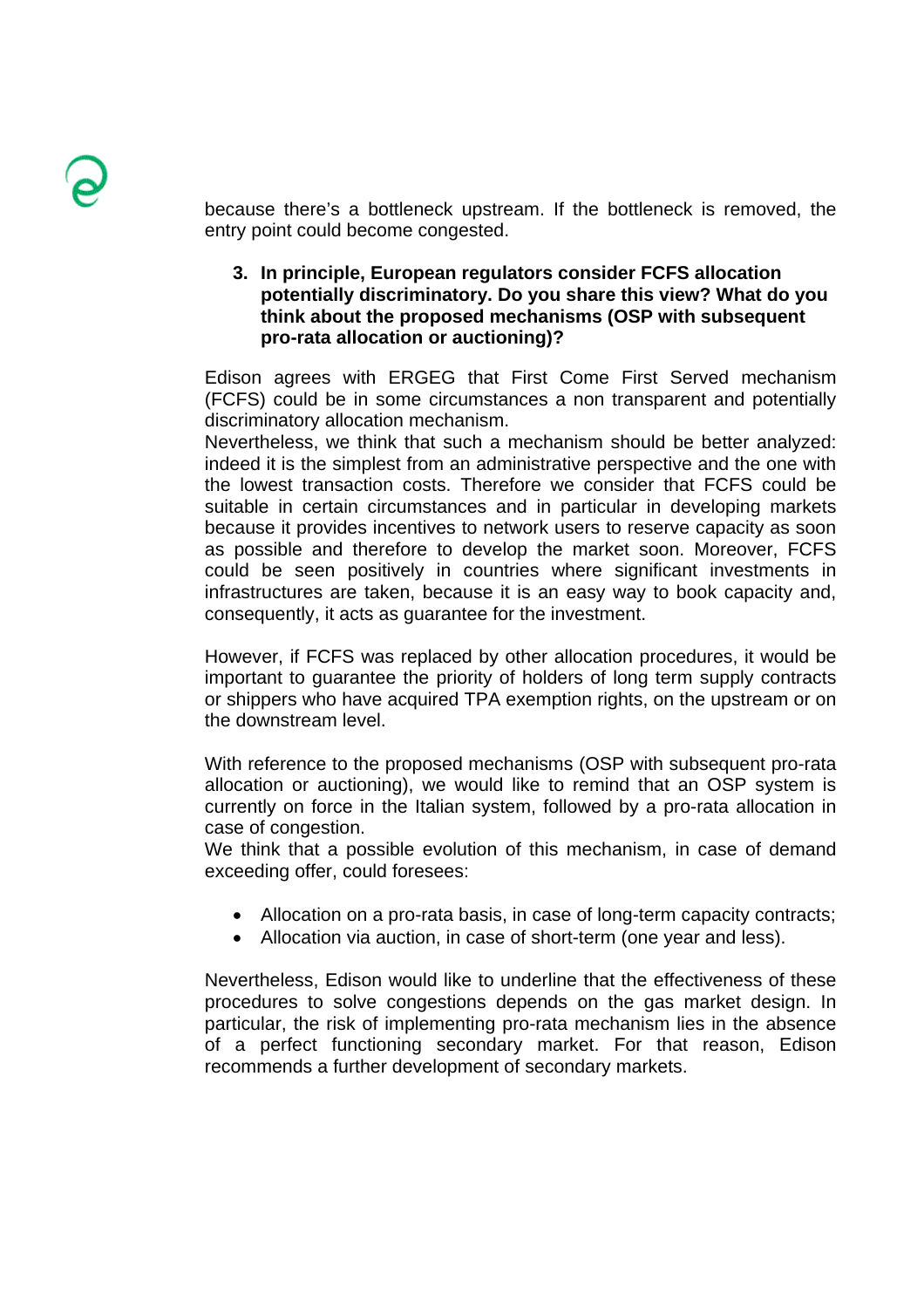because there's a bottleneck upstream. If the bottleneck is removed, the entry point could become congested.

3. **In principle, European regulators consider FCFS allocation potentially discriminatory. Do you share this view? What do you think about the proposed mechanisms (OSP with subsequent pro-rata allocation or auctioning)?**

Edison agrees with ERGEG that First Come First Served mechanism (FCFS) could be in some circumstances a non transparent and potentially discriminatory allocation mechanism.
Nevertheless, we think that such a mechanism should be better analyzed: indeed it is the simplest from an administrative perspective and the one with the lowest transaction costs. Therefore we consider that FCFS could be suitable in certain circumstances and in particular in developing markets because it provides incentives to network users to reserve capacity as soon as possible and therefore to develop the market soon. Moreover, FCFS could be seen positively in countries where significant investments in infrastructures are taken, because it is an easy way to book capacity and, consequently, it acts as guarantee for the investment.

However, if FCFS was replaced by other allocation procedures, it would be important to guarantee the priority of holders of long term supply contracts or shippers who have acquired TPA exemption rights, on the upstream or on the downstream level.

With reference to the proposed mechanisms (OSP with subsequent pro-rata allocation or auctioning), we would like to remind that an OSP system is currently on force in the Italian system, followed by a pro-rata allocation in case of congestion.
We think that a possible evolution of this mechanism, in case of demand exceeding offer, could foresees:

- Allocation on a pro-rata basis, in case of long-term capacity contracts;
- Allocation via auction, in case of short-term (one year and less).

Nevertheless, Edison would like to underline that the effectiveness of these procedures to solve congestions depends on the gas market design. In particular, the risk of implementing pro-rata mechanism lies in the absence of a perfect functioning secondary market. For that reason, Edison recommends a further development of secondary markets.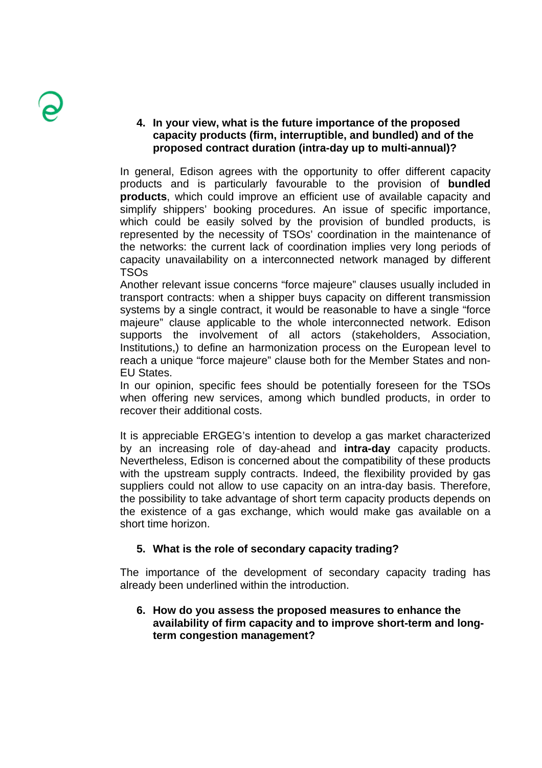4. **In your view, what is the future importance of the proposed capacity products (firm, interruptible, and bundled) and of the proposed contract duration (intra-day up to multi-annual)?**

In general, Edison agrees with the opportunity to offer different capacity products and is particularly favourable to the provision of **bundled products**, which could improve an efficient use of available capacity and simplify shippers' booking procedures. An issue of specific importance, which could be easily solved by the provision of bundled products, is represented by the necessity of TSOs' coordination in the maintenance of the networks: the current lack of coordination implies very long periods of capacity unavailability on a interconnected network managed by different TSOs
Another relevant issue concerns "force majeure" clauses usually included in transport contracts: when a shipper buys capacity on different transmission systems by a single contract, it would be reasonable to have a single "force majeure" clause applicable to the whole interconnected network. Edison supports the involvement of all actors (stakeholders, Association, Institutions,) to define an harmonization process on the European level to reach a unique "force majeure" clause both for the Member States and non-EU States.
In our opinion, specific fees should be potentially foreseen for the TSOs when offering new services, among which bundled products, in order to recover their additional costs.

It is appreciable ERGEG's intention to develop a gas market characterized by an increasing role of day-ahead and **intra-day** capacity products. Nevertheless, Edison is concerned about the compatibility of these products with the upstream supply contracts. Indeed, the flexibility provided by gas suppliers could not allow to use capacity on an intra-day basis. Therefore, the possibility to take advantage of short term capacity products depends on the existence of a gas exchange, which would make gas available on a short time horizon.

5. **What is the role of secondary capacity trading?**

The importance of the development of secondary capacity trading has already been underlined within the introduction.

6. **How do you assess the proposed measures to enhance the availability of firm capacity and to improve short-term and long-term congestion management?**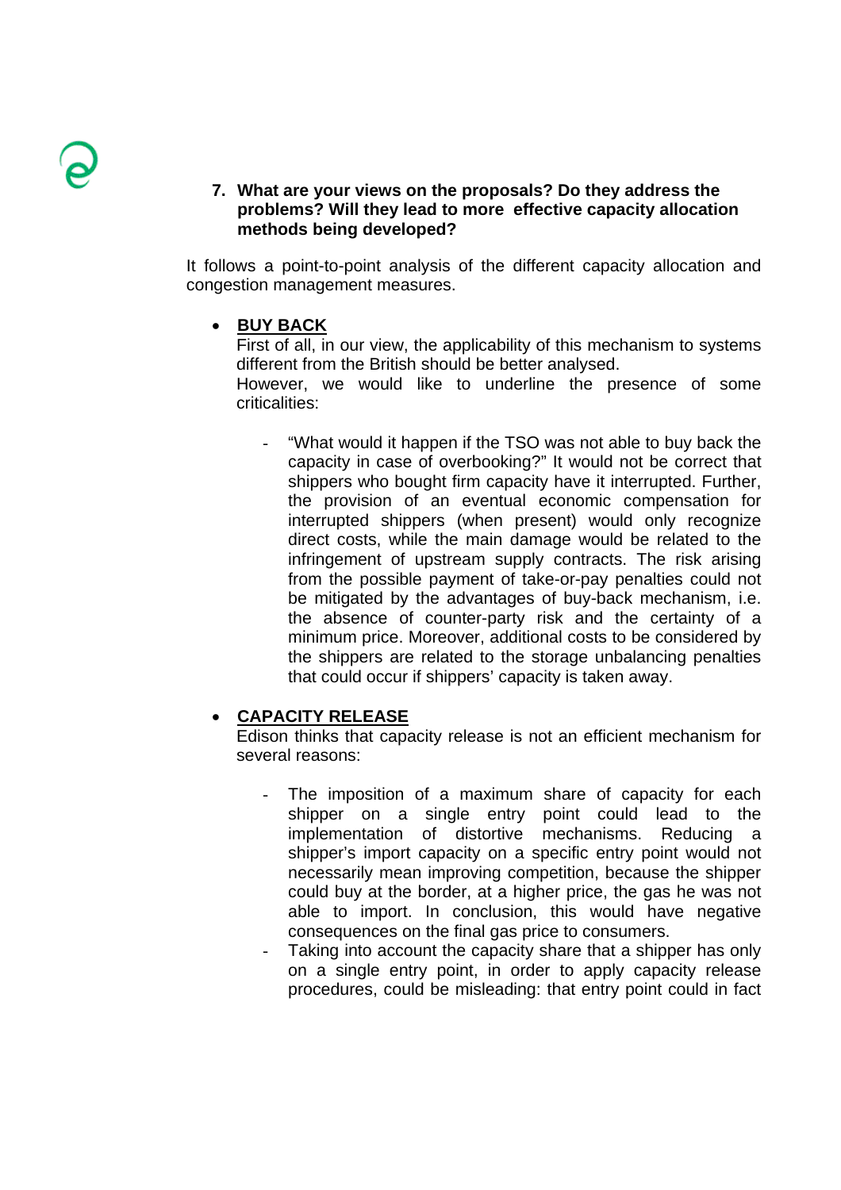**7. What are your views on the proposals? Do they address the problems? Will they lead to more effective capacity allocation methods being developed?**

It follows a point-to-point analysis of the different capacity allocation and congestion management measures.

- **<u>BUY BACK</u>**
  First of all, in our view, the applicability of this mechanism to systems different from the British should be better analysed.
  However, we would like to underline the presence of some criticalities:

  - "What would it happen if the TSO was not able to buy back the capacity in case of overbooking?" It would not be correct that shippers who bought firm capacity have it interrupted. Further, the provision of an eventual economic compensation for interrupted shippers (when present) would only recognize direct costs, while the main damage would be related to the infringement of upstream supply contracts. The risk arising from the possible payment of take-or-pay penalties could not be mitigated by the advantages of buy-back mechanism, i.e. the absence of counter-party risk and the certainty of a minimum price. Moreover, additional costs to be considered by the shippers are related to the storage unbalancing penalties that could occur if shippers' capacity is taken away.

- **<u>CAPACITY RELEASE</u>**
  Edison thinks that capacity release is not an efficient mechanism for several reasons:

  - The imposition of a maximum share of capacity for each shipper on a single entry point could lead to the implementation of distortive mechanisms. Reducing a shipper's import capacity on a specific entry point would not necessarily mean improving competition, because the shipper could buy at the border, at a higher price, the gas he was not able to import. In conclusion, this would have negative consequences on the final gas price to consumers.
  - Taking into account the capacity share that a shipper has only on a single entry point, in order to apply capacity release procedures, could be misleading: that entry point could in fact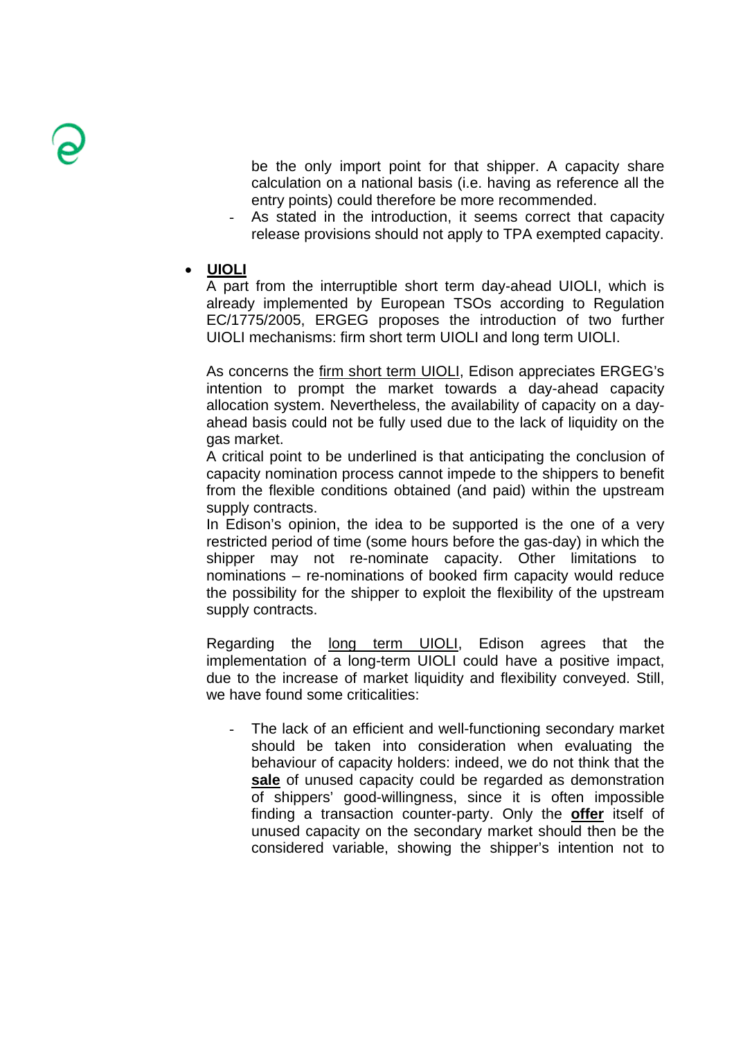be the only import point for that shipper. A capacity share calculation on a national basis (i.e. having as reference all the entry points) could therefore be more recommended.

- As stated in the introduction, it seems correct that capacity release provisions should not apply to TPA exempted capacity.

- **UIOLI**

  A part from the interruptible short term day-ahead UIOLI, which is already implemented by European TSOs according to Regulation EC/1775/2005, ERGEG proposes the introduction of two further UIOLI mechanisms: firm short term UIOLI and long term UIOLI.

  As concerns the firm short term UIOLI, Edison appreciates ERGEG's intention to prompt the market towards a day-ahead capacity allocation system. Nevertheless, the availability of capacity on a day-ahead basis could not be fully used due to the lack of liquidity on the gas market.

  A critical point to be underlined is that anticipating the conclusion of capacity nomination process cannot impede to the shippers to benefit from the flexible conditions obtained (and paid) within the upstream supply contracts.

  In Edison's opinion, the idea to be supported is the one of a very restricted period of time (some hours before the gas-day) in which the shipper may not re-nominate capacity. Other limitations to nominations – re-nominations of booked firm capacity would reduce the possibility for the shipper to exploit the flexibility of the upstream supply contracts.

  Regarding the long term UIOLI, Edison agrees that the implementation of a long-term UIOLI could have a positive impact, due to the increase of market liquidity and flexibility conveyed. Still, we have found some criticalities:

  - The lack of an efficient and well-functioning secondary market should be taken into consideration when evaluating the behaviour of capacity holders: indeed, we do not think that the **sale** of unused capacity could be regarded as demonstration of shippers' good-willingness, since it is often impossible finding a transaction counter-party. Only the **offer** itself of unused capacity on the secondary market should then be the considered variable, showing the shipper's intention not to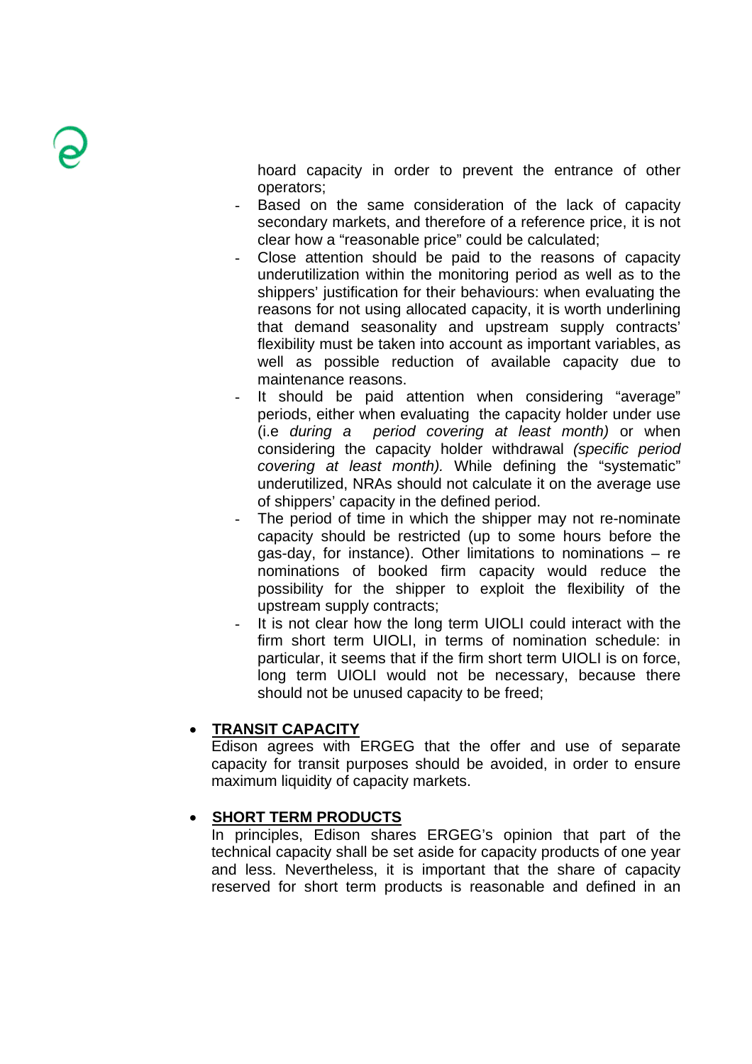hoard capacity in order to prevent the entrance of other operators;

- Based on the same consideration of the lack of capacity secondary markets, and therefore of a reference price, it is not clear how a "reasonable price" could be calculated;
- Close attention should be paid to the reasons of capacity underutilization within the monitoring period as well as to the shippers' justification for their behaviours: when evaluating the reasons for not using allocated capacity, it is worth underlining that demand seasonality and upstream supply contracts' flexibility must be taken into account as important variables, as well as possible reduction of available capacity due to maintenance reasons.
- It should be paid attention when considering "average" periods, either when evaluating the capacity holder under use (i.e *during a period covering at least month)* or when considering the capacity holder withdrawal *(specific period covering at least month).* While defining the "systematic" underutilized, NRAs should not calculate it on the average use of shippers' capacity in the defined period.
- The period of time in which the shipper may not re-nominate capacity should be restricted (up to some hours before the gas-day, for instance). Other limitations to nominations – re nominations of booked firm capacity would reduce the possibility for the shipper to exploit the flexibility of the upstream supply contracts;
- It is not clear how the long term UIOLI could interact with the firm short term UIOLI, in terms of nomination schedule: in particular, it seems that if the firm short term UIOLI is on force, long term UIOLI would not be necessary, because there should not be unused capacity to be freed;

- **<u>TRANSIT CAPACITY</u>**
  Edison agrees with ERGEG that the offer and use of separate capacity for transit purposes should be avoided, in order to ensure maximum liquidity of capacity markets.

- **<u>SHORT TERM PRODUCTS</u>**
  In principles, Edison shares ERGEG's opinion that part of the technical capacity shall be set aside for capacity products of one year and less. Nevertheless, it is important that the share of capacity reserved for short term products is reasonable and defined in an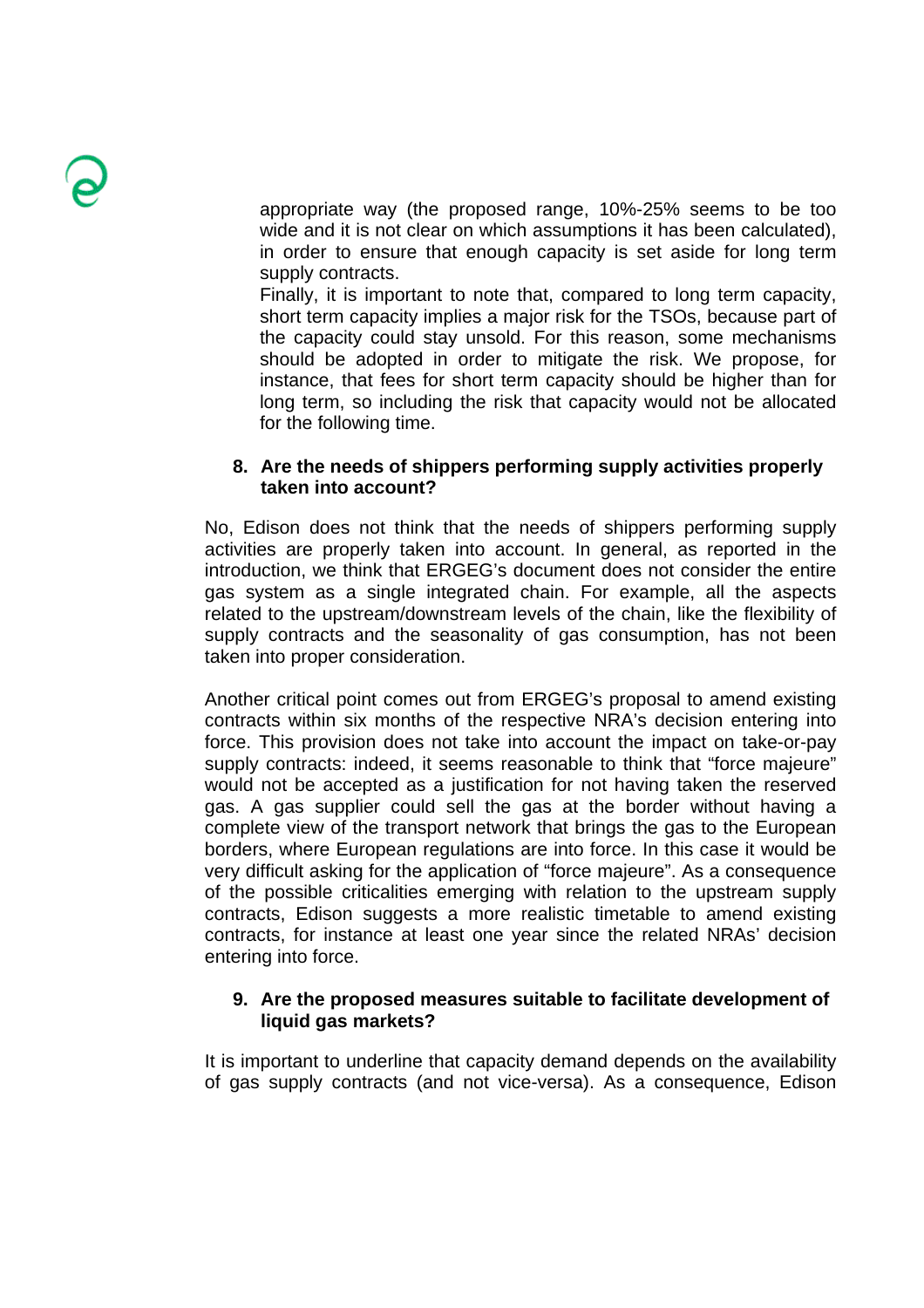appropriate way (the proposed range, 10%-25% seems to be too wide and it is not clear on which assumptions it has been calculated), in order to ensure that enough capacity is set aside for long term supply contracts.

Finally, it is important to note that, compared to long term capacity, short term capacity implies a major risk for the TSOs, because part of the capacity could stay unsold. For this reason, some mechanisms should be adopted in order to mitigate the risk. We propose, for instance, that fees for short term capacity should be higher than for long term, so including the risk that capacity would not be allocated for the following time.

**8. Are the needs of shippers performing supply activities properly taken into account?**

No, Edison does not think that the needs of shippers performing supply activities are properly taken into account. In general, as reported in the introduction, we think that ERGEG's document does not consider the entire gas system as a single integrated chain. For example, all the aspects related to the upstream/downstream levels of the chain, like the flexibility of supply contracts and the seasonality of gas consumption, has not been taken into proper consideration.

Another critical point comes out from ERGEG's proposal to amend existing contracts within six months of the respective NRA's decision entering into force. This provision does not take into account the impact on take-or-pay supply contracts: indeed, it seems reasonable to think that "force majeure" would not be accepted as a justification for not having taken the reserved gas. A gas supplier could sell the gas at the border without having a complete view of the transport network that brings the gas to the European borders, where European regulations are into force. In this case it would be very difficult asking for the application of "force majeure". As a consequence of the possible criticalities emerging with relation to the upstream supply contracts, Edison suggests a more realistic timetable to amend existing contracts, for instance at least one year since the related NRAs' decision entering into force.

**9. Are the proposed measures suitable to facilitate development of liquid gas markets?**

It is important to underline that capacity demand depends on the availability of gas supply contracts (and not vice-versa). As a consequence, Edison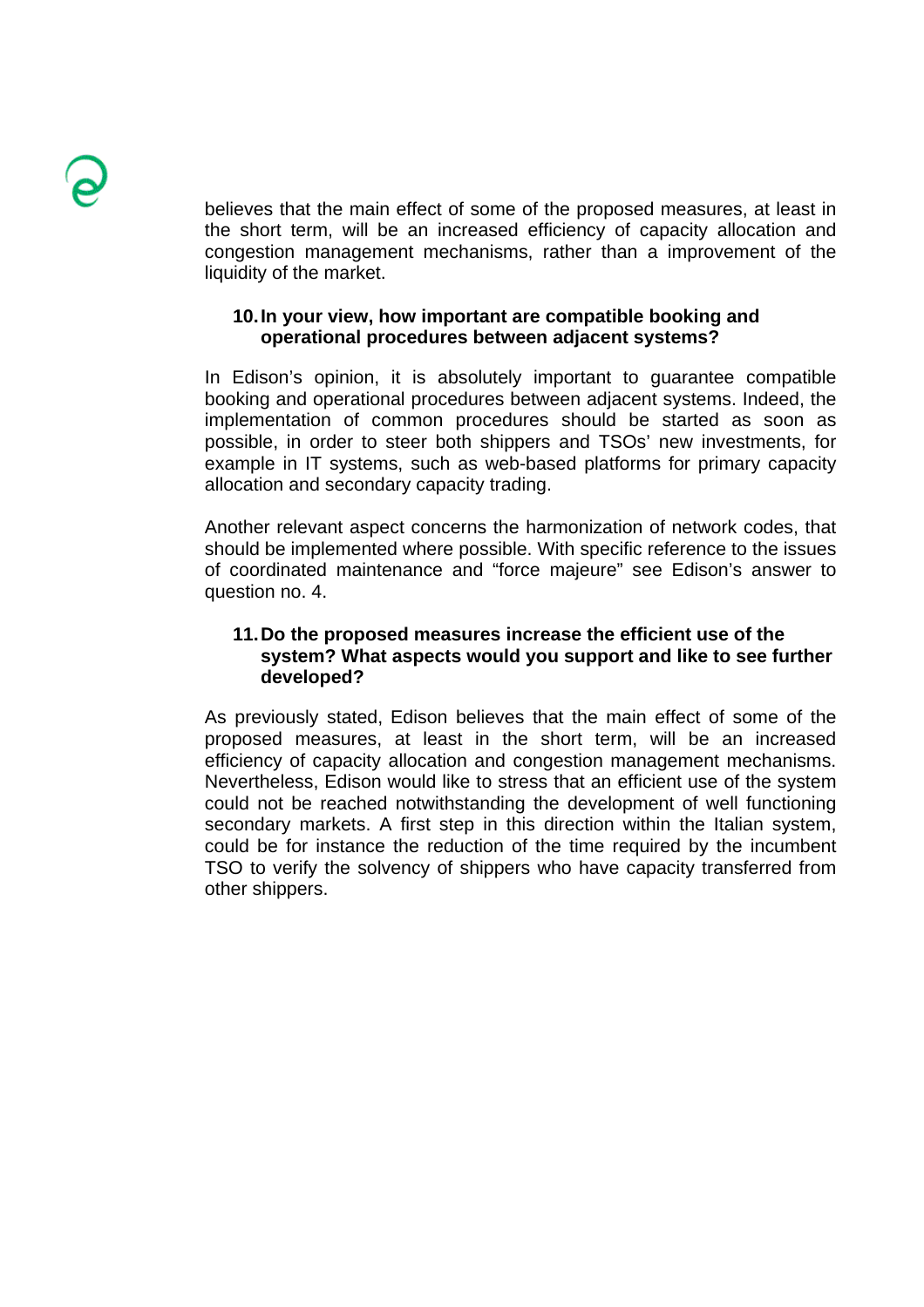believes that the main effect of some of the proposed measures, at least in the short term, will be an increased efficiency of capacity allocation and congestion management mechanisms, rather than a improvement of the liquidity of the market.

**10. In your view, how important are compatible booking and operational procedures between adjacent systems?**

In Edison's opinion, it is absolutely important to guarantee compatible booking and operational procedures between adjacent systems. Indeed, the implementation of common procedures should be started as soon as possible, in order to steer both shippers and TSOs' new investments, for example in IT systems, such as web-based platforms for primary capacity allocation and secondary capacity trading.

Another relevant aspect concerns the harmonization of network codes, that should be implemented where possible. With specific reference to the issues of coordinated maintenance and "force majeure" see Edison's answer to question no. 4.

**11. Do the proposed measures increase the efficient use of the system? What aspects would you support and like to see further developed?**

As previously stated, Edison believes that the main effect of some of the proposed measures, at least in the short term, will be an increased efficiency of capacity allocation and congestion management mechanisms. Nevertheless, Edison would like to stress that an efficient use of the system could not be reached notwithstanding the development of well functioning secondary markets. A first step in this direction within the Italian system, could be for instance the reduction of the time required by the incumbent TSO to verify the solvency of shippers who have capacity transferred from other shippers.